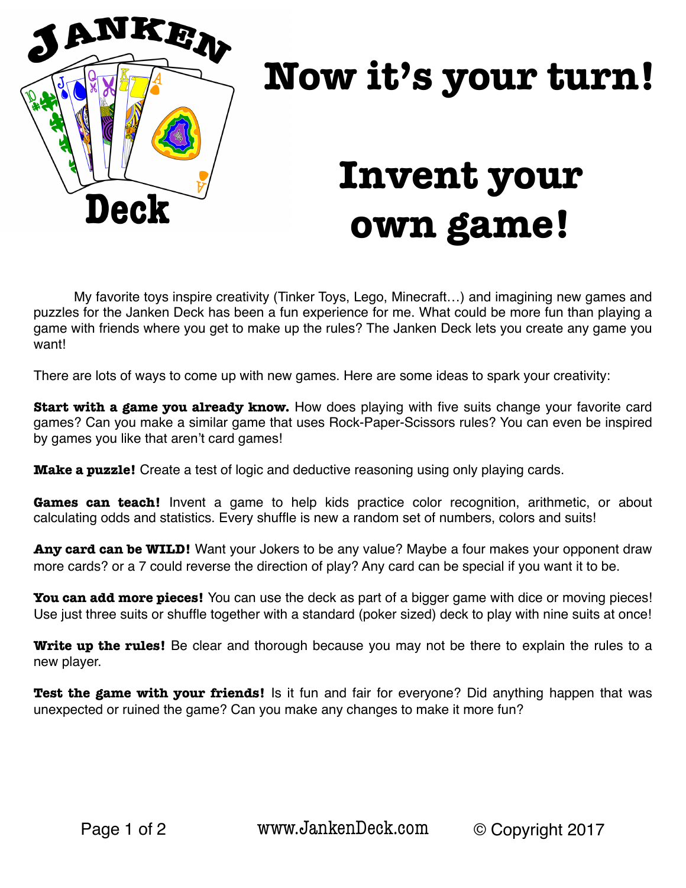# Now it's your turn!

# Invent your own game!

My favorite toys inspire creativity (Tinker Toys, Lego, Minecraft…) and imagining new games and puzzles for the Janken Deck has been a fun experience for me. What could be more fun than playing a game with friends where you get to make up the rules? The Janken Deck lets you create any game you want!

There are lots of ways to come up with new games. Here are some ideas to spark your creativity:

**Start with a game you already know.** How does playing with five suits change your favorite card games? Can you make a similar game that uses Rock-Paper-Scissors rules? You can even be inspired by games you like that aren't card games!

**Make a puzzle!** Create a test of logic and deductive reasoning using only playing cards.

**Games can teach!** Invent a game to help kids practice color recognition, arithmetic, or about calculating odds and statistics. Every shuffle is new a random set of numbers, colors and suits!

**Any card can be WILD!** Want your Jokers to be any value? Maybe a four makes your opponent draw more cards? or a 7 could reverse the direction of play? Any card can be special if you want it to be.

**You can add more pieces!** You can use the deck as part of a bigger game with dice or moving pieces! Use just three suits or shuffle together with a standard (poker sized) deck to play with nine suits at once!

**Write up the rules!** Be clear and thorough because you may not be there to explain the rules to a new player.

**Test the game with your friends!** Is it fun and fair for everyone? Did anything happen that was unexpected or ruined the game? Can you make any changes to make it more fun?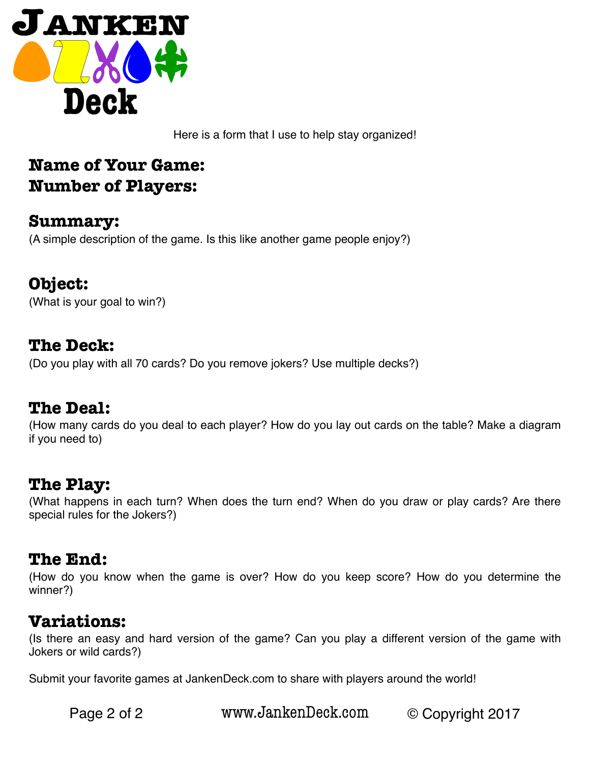# Janken Deck

Here is a form that I use to help stay organized!

**Name of Your Game:**
**Number of Players:**

## Summary:
(A simple description of the game. Is this like another game people enjoy?)

## Object:
(What is your goal to win?)

## The Deck:
(Do you play with all 70 cards? Do you remove jokers? Use multiple decks?)

## The Deal:
(How many cards do you deal to each player? How do you lay out cards on the table? Make a diagram if you need to)

## The Play:
(What happens in each turn? When does the turn end? When do you draw or play cards? Are there special rules for the Jokers?)

## The End:
(How do you know when the game is over? How do you keep score? How do you determine the winner?)

## Variations:
(Is there an easy and hard version of the game? Can you play a different version of the game with Jokers or wild cards?)

Submit your favorite games at JankenDeck.com to share with players around the world!